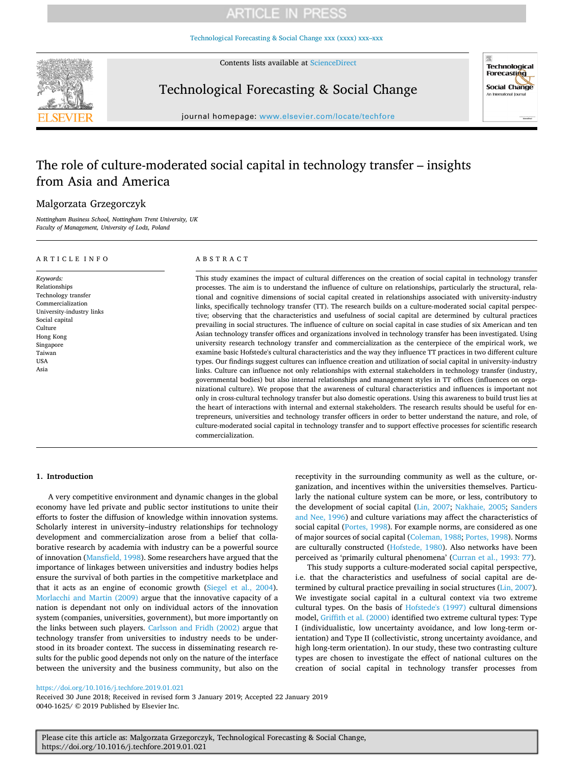# The role of culture-moderated social capital in technology transfer – insights from Asia and America

Malgorzata Grzegorczyk

*Nottingham Business School, Nottingham Trent University, UK*
*Faculty of Management, University of Lodz, Poland*

## ARTICLE INFO

*Keywords:*
Relationships
Technology transfer
Commercialization
University-industry links
Social capital
Culture
Hong Kong
Singapore
Taiwan
USA
Asia

## ABSTRACT

This study examines the impact of cultural differences on the creation of social capital in technology transfer processes. The aim is to understand the influence of culture on relationships, particularly the structural, relational and cognitive dimensions of social capital created in relationships associated with university-industry links, specifically technology transfer (TT). The research builds on a culture-moderated social capital perspective; observing that the characteristics and usefulness of social capital are determined by cultural practices prevailing in social structures. The influence of culture on social capital in case studies of six American and ten Asian technology transfer offices and organizations involved in technology transfer has been investigated. Using university research technology transfer and commercialization as the centerpiece of the empirical work, we examine basic Hofstede's cultural characteristics and the way they influence TT practices in two different culture types. Our findings suggest cultures can influence creation and utilization of social capital in university-industry links. Culture can influence not only relationships with external stakeholders in technology transfer (industry, governmental bodies) but also internal relationships and management styles in TT offices (influences on organizational culture). We propose that the awareness of cultural characteristics and influences is important not only in cross-cultural technology transfer but also domestic operations. Using this awareness to build trust lies at the heart of interactions with internal and external stakeholders. The research results should be useful for entrepreneurs, universities and technology transfer officers in order to better understand the nature, and role, of culture-moderated social capital in technology transfer and to support effective processes for scientific research commercialization.

## 1. Introduction

A very competitive environment and dynamic changes in the global economy have led private and public sector institutions to unite their efforts to foster the diffusion of knowledge within innovation systems. Scholarly interest in university–industry relationships for technology development and commercialization arose from a belief that collaborative research by academia with industry can be a powerful source of innovation (Mansfield, 1998). Some researchers have argued that the importance of linkages between universities and industry bodies helps ensure the survival of both parties in the competitive marketplace and that it acts as an engine of economic growth (Siegel et al., 2004). Morlacchi and Martin (2009) argue that the innovative capacity of a nation is dependant not only on individual actors of the innovation system (companies, universities, government), but more importantly on the links between such players. Carlsson and Fridh (2002) argue that technology transfer from universities to industry needs to be understood in its broader context. The success in disseminating research results for the public good depends not only on the nature of the interface between the university and the business community, but also on the receptivity in the surrounding community as well as the culture, organization, and incentives within the universities themselves. Particularly the national culture system can be more, or less, contributory to the development of social capital (Lin, 2007; Nakhaie, 2005; Sanders and Nee, 1996) and culture variations may affect the characteristics of social capital (Portes, 1998). For example norms, are considered as one of major sources of social capital (Coleman, 1988; Portes, 1998). Norms are culturally constructed (Hofstede, 1980). Also networks have been perceived as 'primarily cultural phenomena' (Curran et al., 1993: 77).

This study supports a culture-moderated social capital perspective, i.e. that the characteristics and usefulness of social capital are determined by cultural practice prevailing in social structures (Lin, 2007). We investigate social capital in a cultural context via two extreme cultural types. On the basis of Hofstede's (1997) cultural dimensions model, Griffith et al. (2000) identified two extreme cultural types: Type I (individualistic, low uncertainty avoidance, and low long-term orientation) and Type II (collectivistic, strong uncertainty avoidance, and high long-term orientation). In our study, these two contrasting culture types are chosen to investigate the effect of national cultures on the creation of social capital in technology transfer processes from

https://doi.org/10.1016/j.techfore.2019.01.021
Received 30 June 2018; Received in revised form 3 January 2019; Accepted 22 January 2019
0040-1625/ © 2019 Published by Elsevier Inc.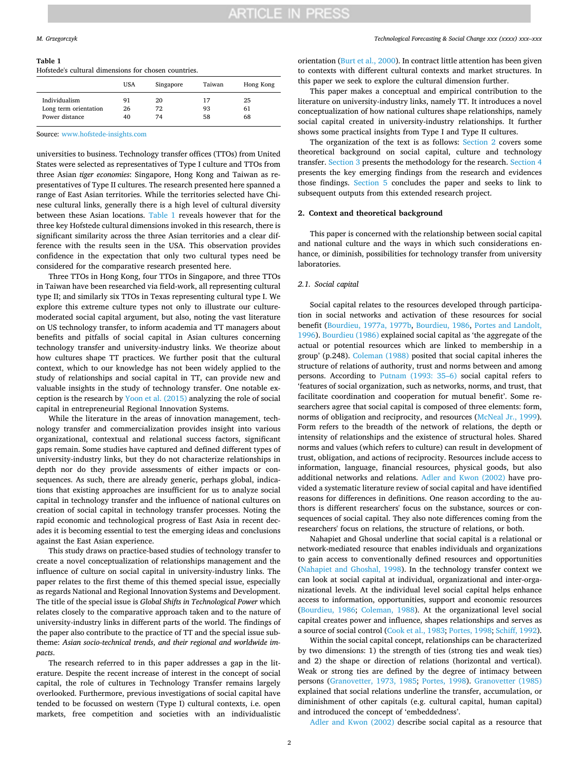**Table 1**
Hofstede's cultural dimensions for chosen countries.

| | USA | Singapore | Taiwan | Hong Kong |
|---|---|---|---|---|
| Individualism | 91 | 20 | 17 | 25 |
| Long term orientation | 26 | 72 | 93 | 61 |
| Power distance | 40 | 74 | 58 | 68 |

Source: www.hofstede-insights.com

universities to business. Technology transfer offices (TTOs) from United States were selected as representatives of Type I culture and TTOs from three Asian *tiger economies*: Singapore, Hong Kong and Taiwan as representatives of Type II cultures. The research presented here spanned a range of East Asian territories. While the territories selected have Chinese cultural links, generally there is a high level of cultural diversity between these Asian locations. Table 1 reveals however that for the three key Hofstede cultural dimensions invoked in this research, there is significant similarity across the three Asian territories and a clear difference with the results seen in the USA. This observation provides confidence in the expectation that only two cultural types need be considered for the comparative research presented here.

Three TTOs in Hong Kong, four TTOs in Singapore, and three TTOs in Taiwan have been researched via field-work, all representing cultural type II; and similarly six TTOs in Texas representing cultural type I. We explore this extreme culture types not only to illustrate our culture-moderated social capital argument, but also, noting the vast literature on US technology transfer, to inform academia and TT managers about benefits and pitfalls of social capital in Asian cultures concerning technology transfer and university-industry links. We theorize about how cultures shape TT practices. We further posit that the cultural context, which to our knowledge has not been widely applied to the study of relationships and social capital in TT, can provide new and valuable insights in the study of technology transfer. One notable exception is the research by Yoon et al. (2015) analyzing the role of social capital in entrepreneurial Regional Innovation Systems.

While the literature in the areas of innovation management, technology transfer and commercialization provides insight into various organizational, contextual and relational success factors, significant gaps remain. Some studies have captured and defined different types of university-industry links, but they do not characterize relationships in depth nor do they provide assessments of either impacts or consequences. As such, there are already generic, perhaps global, indications that existing approaches are insufficient for us to analyze social capital in technology transfer and the influence of national cultures on creation of social capital in technology transfer processes. Noting the rapid economic and technological progress of East Asia in recent decades it is becoming essential to test the emerging ideas and conclusions against the East Asian experience.

This study draws on practice-based studies of technology transfer to create a novel conceptualization of relationships management and the influence of culture on social capital in university-industry links. The paper relates to the first theme of this themed special issue, especially as regards National and Regional Innovation Systems and Development. The title of the special issue is *Global Shifts in Technological Power* which relates closely to the comparative approach taken and to the nature of university-industry links in different parts of the world. The findings of the paper also contribute to the practice of TT and the special issue subtheme: *Asian socio-technical trends, and their regional and worldwide impacts*.

The research referred to in this paper addresses a gap in the literature. Despite the recent increase of interest in the concept of social capital, the role of cultures in Technology Transfer remains largely overlooked. Furthermore, previous investigations of social capital have tended to be focussed on western (Type I) cultural contexts, i.e. open markets, free competition and societies with an individualistic orientation (Burt et al., 2000). In contract little attention has been given to contexts with different cultural contexts and market structures. In this paper we seek to explore the cultural dimension further.

This paper makes a conceptual and empirical contribution to the literature on university-industry links, namely TT. It introduces a novel conceptualization of how national cultures shape relationships, namely social capital created in university-industry relationships. It further shows some practical insights from Type I and Type II cultures.

The organization of the text is as follows: Section 2 covers some theoretical background on social capital, culture and technology transfer. Section 3 presents the methodology for the research. Section 4 presents the key emerging findings from the research and evidences those findings. Section 5 concludes the paper and seeks to link to subsequent outputs from this extended research project.

## 2. Context and theoretical background

This paper is concerned with the relationship between social capital and national culture and the ways in which such considerations enhance, or diminish, possibilities for technology transfer from university laboratories.

### 2.1. Social capital

Social capital relates to the resources developed through participation in social networks and activation of these resources for social benefit (Bourdieu, 1977a, 1977b, Bourdieu, 1986, Portes and Landolt, 1996). Bourdieu (1986) explained social capital as 'the aggregate of the actual or potential resources which are linked to membership in a group' (p.248). Coleman (1988) posited that social capital inheres the structure of relations of authority, trust and norms between and among persons. According to Putnam (1993: 35–6) social capital refers to 'features of social organization, such as networks, norms, and trust, that facilitate coordination and cooperation for mutual benefit'. Some researchers agree that social capital is composed of three elements: form, norms of obligation and reciprocity, and resources (McNeal Jr., 1999). Form refers to the breadth of the network of relations, the depth or intensity of relationships and the existence of structural holes. Shared norms and values (which refers to culture) can result in development of trust, obligation, and actions of reciprocity. Resources include access to information, language, financial resources, physical goods, but also additional networks and relations. Adler and Kwon (2002) have provided a systematic literature review of social capital and have identified reasons for differences in definitions. One reason according to the authors is different researchers' focus on the substance, sources or consequences of social capital. They also note differences coming from the researchers' focus on relations, the structure of relations, or both.

Nahapiet and Ghosal underline that social capital is a relational or network-mediated resource that enables individuals and organizations to gain access to conventionally defined resources and opportunities (Nahapiet and Ghoshal, 1998). In the technology transfer context we can look at social capital at individual, organizational and inter-organizational levels. At the individual level social capital helps enhance access to information, opportunities, support and economic resources (Bourdieu, 1986; Coleman, 1988). At the organizational level social capital creates power and influence, shapes relationships and serves as a source of social control (Cook et al., 1983; Portes, 1998; Schiff, 1992).

Within the social capital concept, relationships can be characterized by two dimensions: 1) the strength of ties (strong ties and weak ties) and 2) the shape or direction of relations (horizontal and vertical). Weak or strong ties are defined by the degree of intimacy between persons (Granovetter, 1973, 1985; Portes, 1998). Granovetter (1985) explained that social relations underline the transfer, accumulation, or diminishment of other capitals (e.g. cultural capital, human capital) and introduced the concept of 'embeddedness'.

Adler and Kwon (2002) describe social capital as a resource that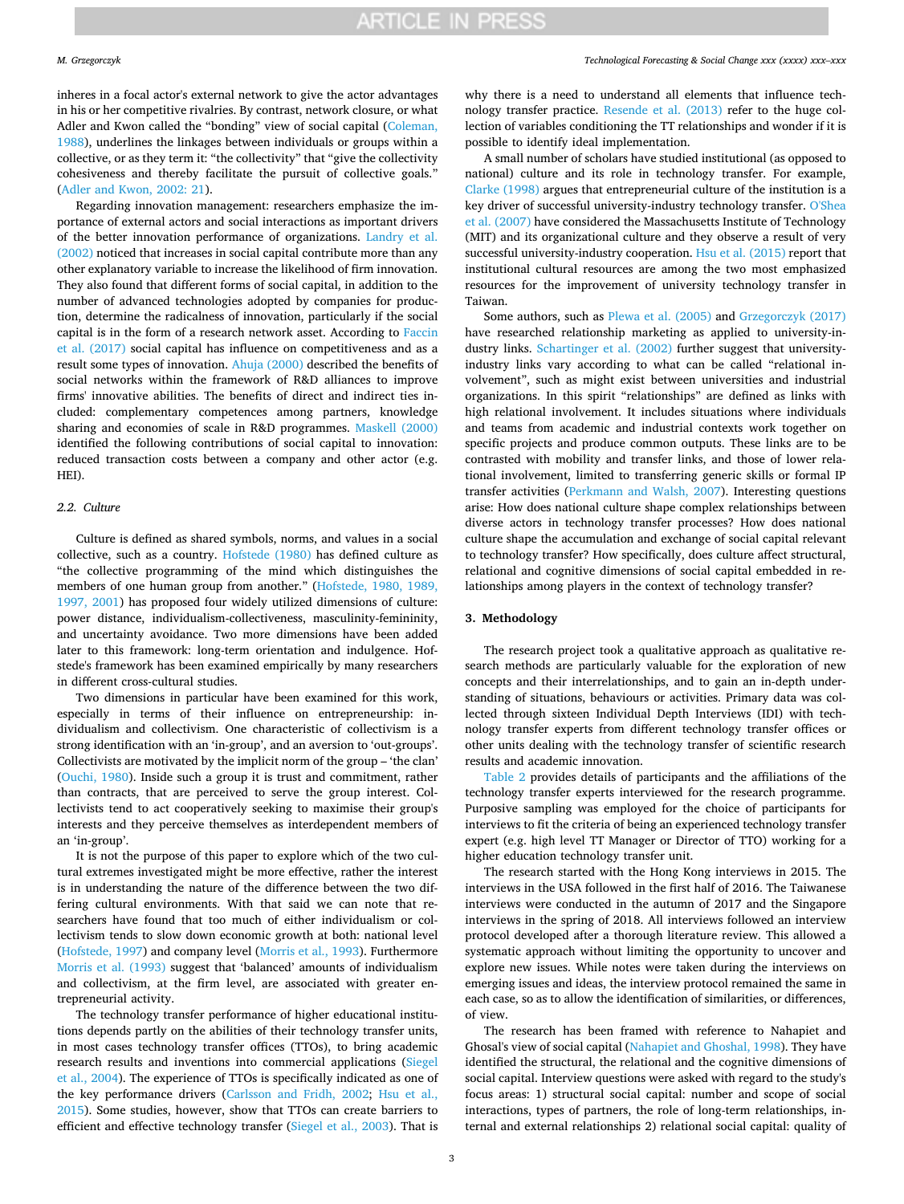inheres in a focal actor's external network to give the actor advantages in his or her competitive rivalries. By contrast, network closure, or what Adler and Kwon called the "bonding" view of social capital (Coleman, 1988), underlines the linkages between individuals or groups within a collective, or as they term it: "the collectivity" that "give the collectivity cohesiveness and thereby facilitate the pursuit of collective goals." (Adler and Kwon, 2002: 21).

Regarding innovation management: researchers emphasize the importance of external actors and social interactions as important drivers of the better innovation performance of organizations. Landry et al. (2002) noticed that increases in social capital contribute more than any other explanatory variable to increase the likelihood of firm innovation. They also found that different forms of social capital, in addition to the number of advanced technologies adopted by companies for production, determine the radicalness of innovation, particularly if the social capital is in the form of a research network asset. According to Faccin et al. (2017) social capital has influence on competitiveness and as a result some types of innovation. Ahuja (2000) described the benefits of social networks within the framework of R&D alliances to improve firms' innovative abilities. The benefits of direct and indirect ties included: complementary competences among partners, knowledge sharing and economies of scale in R&D programmes. Maskell (2000) identified the following contributions of social capital to innovation: reduced transaction costs between a company and other actor (e.g. HEI).

### 2.2. Culture

Culture is defined as shared symbols, norms, and values in a social collective, such as a country. Hofstede (1980) has defined culture as "the collective programming of the mind which distinguishes the members of one human group from another." (Hofstede, 1980, 1989, 1997, 2001) has proposed four widely utilized dimensions of culture: power distance, individualism-collectiveness, masculinity-femininity, and uncertainty avoidance. Two more dimensions have been added later to this framework: long-term orientation and indulgence. Hofstede's framework has been examined empirically by many researchers in different cross-cultural studies.

Two dimensions in particular have been examined for this work, especially in terms of their influence on entrepreneurship: individualism and collectivism. One characteristic of collectivism is a strong identification with an 'in-group', and an aversion to 'out-groups'. Collectivists are motivated by the implicit norm of the group – 'the clan' (Ouchi, 1980). Inside such a group it is trust and commitment, rather than contracts, that are perceived to serve the group interest. Collectivists tend to act cooperatively seeking to maximise their group's interests and they perceive themselves as interdependent members of an 'in-group'.

It is not the purpose of this paper to explore which of the two cultural extremes investigated might be more effective, rather the interest is in understanding the nature of the difference between the two differing cultural environments. With that said we can note that researchers have found that too much of either individualism or collectivism tends to slow down economic growth at both: national level (Hofstede, 1997) and company level (Morris et al., 1993). Furthermore Morris et al. (1993) suggest that 'balanced' amounts of individualism and collectivism, at the firm level, are associated with greater entrepreneurial activity.

The technology transfer performance of higher educational institutions depends partly on the abilities of their technology transfer units, in most cases technology transfer offices (TTOs), to bring academic research results and inventions into commercial applications (Siegel et al., 2004). The experience of TTOs is specifically indicated as one of the key performance drivers (Carlsson and Fridh, 2002; Hsu et al., 2015). Some studies, however, show that TTOs can create barriers to efficient and effective technology transfer (Siegel et al., 2003). That is why there is a need to understand all elements that influence technology transfer practice. Resende et al. (2013) refer to the huge collection of variables conditioning the TT relationships and wonder if it is possible to identify ideal implementation.

A small number of scholars have studied institutional (as opposed to national) culture and its role in technology transfer. For example, Clarke (1998) argues that entrepreneurial culture of the institution is a key driver of successful university-industry technology transfer. O'Shea et al. (2007) have considered the Massachusetts Institute of Technology (MIT) and its organizational culture and they observe a result of very successful university-industry cooperation. Hsu et al. (2015) report that institutional cultural resources are among the two most emphasized resources for the improvement of university technology transfer in Taiwan.

Some authors, such as Plewa et al. (2005) and Grzegorczyk (2017) have researched relationship marketing as applied to university-industry links. Schartinger et al. (2002) further suggest that university-industry links vary according to what can be called "relational involvement", such as might exist between universities and industrial organizations. In this spirit "relationships" are defined as links with high relational involvement. It includes situations where individuals and teams from academic and industrial contexts work together on specific projects and produce common outputs. These links are to be contrasted with mobility and transfer links, and those of lower relational involvement, limited to transferring generic skills or formal IP transfer activities (Perkmann and Walsh, 2007). Interesting questions arise: How does national culture shape complex relationships between diverse actors in technology transfer processes? How does national culture shape the accumulation and exchange of social capital relevant to technology transfer? How specifically, does culture affect structural, relational and cognitive dimensions of social capital embedded in relationships among players in the context of technology transfer?

## 3. Methodology

The research project took a qualitative approach as qualitative research methods are particularly valuable for the exploration of new concepts and their interrelationships, and to gain an in-depth understanding of situations, behaviours or activities. Primary data was collected through sixteen Individual Depth Interviews (IDI) with technology transfer experts from different technology transfer offices or other units dealing with the technology transfer of scientific research results and academic innovation.

Table 2 provides details of participants and the affiliations of the technology transfer experts interviewed for the research programme. Purposive sampling was employed for the choice of participants for interviews to fit the criteria of being an experienced technology transfer expert (e.g. high level TT Manager or Director of TTO) working for a higher education technology transfer unit.

The research started with the Hong Kong interviews in 2015. The interviews in the USA followed in the first half of 2016. The Taiwanese interviews were conducted in the autumn of 2017 and the Singapore interviews in the spring of 2018. All interviews followed an interview protocol developed after a thorough literature review. This allowed a systematic approach without limiting the opportunity to uncover and explore new issues. While notes were taken during the interviews on emerging issues and ideas, the interview protocol remained the same in each case, so as to allow the identification of similarities, or differences, of view.

The research has been framed with reference to Nahapiet and Ghosal's view of social capital (Nahapiet and Ghoshal, 1998). They have identified the structural, the relational and the cognitive dimensions of social capital. Interview questions were asked with regard to the study's focus areas: 1) structural social capital: number and scope of social interactions, types of partners, the role of long-term relationships, internal and external relationships 2) relational social capital: quality of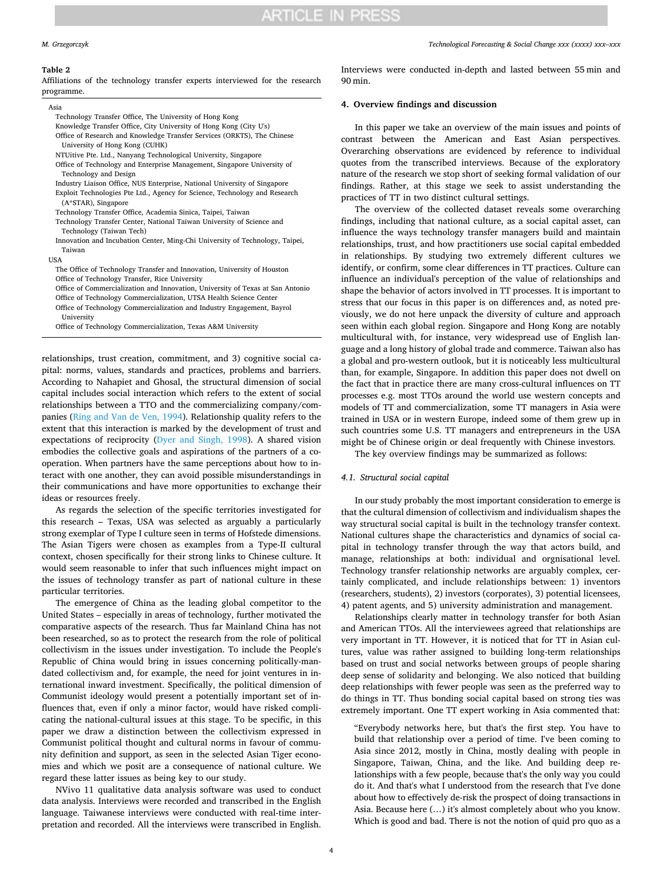**Table 2**
Affiliations of the technology transfer experts interviewed for the research programme.

| |
|---|
| Asia |
| Technology Transfer Office, The University of Hong Kong |
| Knowledge Transfer Office, City University of Hong Kong (City U's) |
| Office of Research and Knowledge Transfer Services (ORKTS), The Chinese University of Hong Kong (CUHK) |
| NTUitive Pte. Ltd., Nanyang Technological University, Singapore |
| Office of Technology and Enterprise Management, Singapore University of Technology and Design |
| Industry Liaison Office, NUS Enterprise, National University of Singapore |
| Exploit Technologies Pte Ltd., Agency for Science, Technology and Research (A*STAR), Singapore |
| Technology Transfer Office, Academia Sinica, Taipei, Taiwan |
| Technology Transfer Center, National Taiwan University of Science and Technology (Taiwan Tech) |
| Innovation and Incubation Center, Ming-Chi University of Technology, Taipei, Taiwan |
| USA |
| The Office of Technology Transfer and Innovation, University of Houston |
| Office of Technology Transfer, Rice University |
| Office of Commercialization and Innovation, University of Texas at San Antonio |
| Office of Technology Commercialization, UTSA Health Science Center |
| Office of Technology Commercialization and Industry Engagement, Bayrol University |
| Office of Technology Commercialization, Texas A&M University |

relationships, trust creation, commitment, and 3) cognitive social capital: norms, values, standards and practices, problems and barriers. According to Nahapiet and Ghosal, the structural dimension of social capital includes social interaction which refers to the extent of social relationships between a TTO and the commercializing company/companies (Ring and Van de Ven, 1994). Relationship quality refers to the extent that this interaction is marked by the development of trust and expectations of reciprocity (Dyer and Singh, 1998). A shared vision embodies the collective goals and aspirations of the partners of a cooperation. When partners have the same perceptions about how to interact with one another, they can avoid possible misunderstandings in their communications and have more opportunities to exchange their ideas or resources freely.

As regards the selection of the specific territories investigated for this research – Texas, USA was selected as arguably a particularly strong exemplar of Type I culture seen in terms of Hofstede dimensions. The Asian Tigers were chosen as examples from a Type-II cultural context, chosen specifically for their strong links to Chinese culture. It would seem reasonable to infer that such influences might impact on the issues of technology transfer as part of national culture in these particular territories.

The emergence of China as the leading global competitor to the United States – especially in areas of technology, further motivated the comparative aspects of the research. Thus far Mainland China has not been researched, so as to protect the research from the role of political collectivism in the issues under investigation. To include the People's Republic of China would bring in issues concerning politically-mandated collectivism and, for example, the need for joint ventures in international inward investment. Specifically, the political dimension of Communist ideology would present a potentially important set of influences that, even if only a minor factor, would have risked complicating the national-cultural issues at this stage. To be specific, in this paper we draw a distinction between the collectivism expressed in Communist political thought and cultural norms in favour of community definition and support, as seen in the selected Asian Tiger economies and which we posit are a consequence of national culture. We regard these latter issues as being key to our study.

NVivo 11 qualitative data analysis software was used to conduct data analysis. Interviews were recorded and transcribed in the English language. Taiwanese interviews were conducted with real-time interpretation and recorded. All the interviews were transcribed in English. Interviews were conducted in-depth and lasted between 55 min and 90 min.

## 4. Overview findings and discussion

In this paper we take an overview of the main issues and points of contrast between the American and East Asian perspectives. Overarching observations are evidenced by reference to individual quotes from the transcribed interviews. Because of the exploratory nature of the research we stop short of seeking formal validation of our findings. Rather, at this stage we seek to assist understanding the practices of TT in two distinct cultural settings.

The overview of the collected dataset reveals some overarching findings, including that national culture, as a social capital asset, can influence the ways technology transfer managers build and maintain relationships, trust, and how practitioners use social capital embedded in relationships. By studying two extremely different cultures we identify, or confirm, some clear differences in TT practices. Culture can influence an individual's perception of the value of relationships and shape the behavior of actors involved in TT processes. It is important to stress that our focus in this paper is on differences and, as noted previously, we do not here unpack the diversity of culture and approach seen within each global region. Singapore and Hong Kong are notably multicultural with, for instance, very widespread use of English language and a long history of global trade and commerce. Taiwan also has a global and pro-western outlook, but it is noticeably less multicultural than, for example, Singapore. In addition this paper does not dwell on the fact that in practice there are many cross-cultural influences on TT processes e.g. most TTOs around the world use western concepts and models of TT and commercialization, some TT managers in Asia were trained in USA or in western Europe, indeed some of them grew up in such countries some U.S. TT managers and entrepreneurs in the USA might be of Chinese origin or deal frequently with Chinese investors.

The key overview findings may be summarized as follows:

### 4.1. Structural social capital

In our study probably the most important consideration to emerge is that the cultural dimension of collectivism and individualism shapes the way structural social capital is built in the technology transfer context. National cultures shape the characteristics and dynamics of social capital in technology transfer through the way that actors build, and manage, relationships at both: individual and orgnisational level. Technology transfer relationship networks are arguably complex, certainly complicated, and include relationships between: 1) inventors (researchers, students), 2) investors (corporates), 3) potential licensees, 4) patent agents, and 5) university administration and management.

Relationships clearly matter in technology transfer for both Asian and American TTOs. All the interviewees agreed that relationships are very important in TT. However, it is noticed that for TT in Asian cultures, value was rather assigned to building long-term relationships based on trust and social networks between groups of people sharing deep sense of solidarity and belonging. We also noticed that building deep relationships with fewer people was seen as the preferred way to do things in TT. Thus bonding social capital based on strong ties was extremely important. One TT expert working in Asia commented that:

> "Everybody networks here, but that's the first step. You have to build that relationship over a period of time. I've been coming to Asia since 2012, mostly in China, mostly dealing with people in Singapore, Taiwan, China, and the like. And building deep relationships with a few people, because that's the only way you could do it. And that's what I understood from the research that I've done about how to effectively de-risk the prospect of doing transactions in Asia. Because here (…) it's almost completely about who you know. Which is good and bad. There is not the notion of quid pro quo as a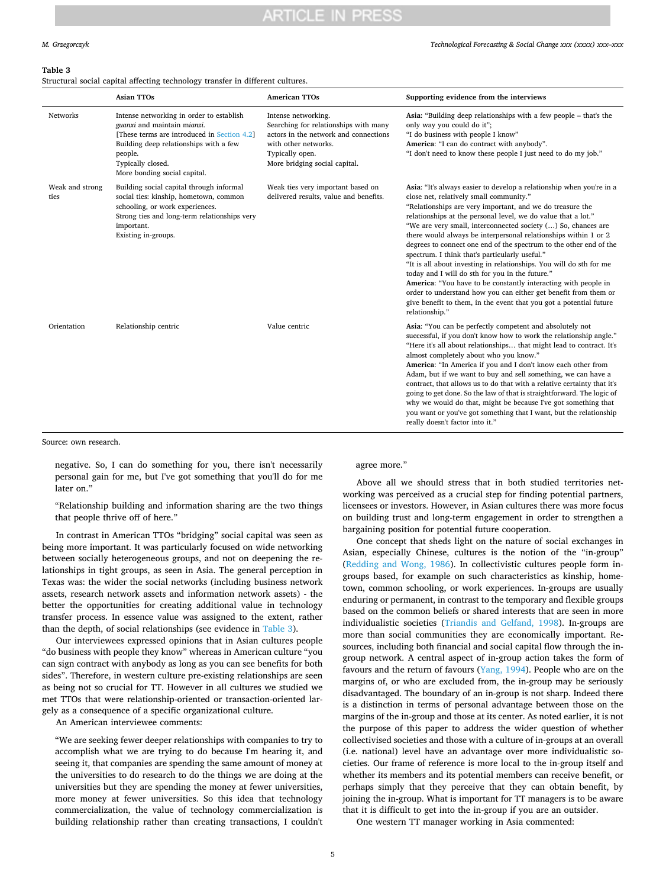**Table 3**
Structural social capital affecting technology transfer in different cultures.

| | Asian TTOs | American TTOs | Supporting evidence from the interviews |
|---|---|---|---|
| Networks | Intense networking in order to establish *guanxi* and maintain *mianzi*. [These terms are introduced in Section 4.2] Building deep relationships with a few people. Typically closed. More bonding social capital. | Intense networking. Searching for relationships with many actors in the network and connections with other networks. Typically open. More bridging social capital. | **Asia**: "Building deep relationships with a few people – that's the only way you could do it"; "I do business with people I know" **America**: "I can do contract with anybody". "I don't need to know these people I just need to do my job." |
| Weak and strong ties | Building social capital through informal social ties: kinship, hometown, common schooling, or work experiences. Strong ties and long-term relationships very important. Existing in-groups. | Weak ties very important based on delivered results, value and benefits. | **Asia**: "It's always easier to develop a relationship when you're in a close net, relatively small community." "Relationships are very important, and we do treasure the relationships at the personal level, we do value that a lot." "We are very small, interconnected society (…) So, chances are there would always be interpersonal relationships within 1 or 2 degrees to connect one end of the spectrum to the other end of the spectrum. I think that's particularly useful." "It is all about investing in relationships. You will do sth for me today and I will do sth for you in the future." **America**: "You have to be constantly interacting with people in order to understand how you can either get benefit from them or give benefit to them, in the event that you got a potential future relationship." |
| Orientation | Relationship centric | Value centric | **Asia**: "You can be perfectly competent and absolutely not successful, if you don't know how to work the relationship angle." "Here it's all about relationships… that might lead to contract. It's almost completely about who you know." **America**: "In America if you and I don't know each other from Adam, but if we want to buy and sell something, we can have a contract, that allows us to do that with a relative certainty that it's going to get done. So the law of that is straightforward. The logic of why we would do that, might be because I've got something that you want or you've got something that I want, but the relationship really doesn't factor into it." |

Source: own research.

negative. So, I can do something for you, there isn't necessarily personal gain for me, but I've got something that you'll do for me later on."

"Relationship building and information sharing are the two things that people thrive off of here."

In contrast in American TTOs "bridging" social capital was seen as being more important. It was particularly focused on wide networking between socially heterogeneous groups, and not on deepening the relationships in tight groups, as seen in Asia. The general perception in Texas was: the wider the social networks (including business network assets, research network assets and information network assets) - the better the opportunities for creating additional value in technology transfer process. In essence value was assigned to the extent, rather than the depth, of social relationships (see evidence in Table 3).

Our interviewees expressed opinions that in Asian cultures people "do business with people they know" whereas in American culture "you can sign contract with anybody as long as you can see benefits for both sides". Therefore, in western culture pre-existing relationships are seen as being not so crucial for TT. However in all cultures we studied we met TTOs that were relationship-oriented or transaction-oriented largely as a consequence of a specific organizational culture.

An American interviewee comments:

"We are seeking fewer deeper relationships with companies to try to accomplish what we are trying to do because I'm hearing it, and seeing it, that companies are spending the same amount of money at the universities to do research to do the things we are doing at the universities but they are spending the money at fewer universities, more money at fewer universities. So this idea that technology commercialization, the value of technology commercialization is building relationship rather than creating transactions, I couldn't agree more."

Above all we should stress that in both studied territories networking was perceived as a crucial step for finding potential partners, licensees or investors. However, in Asian cultures there was more focus on building trust and long-term engagement in order to strengthen a bargaining position for potential future cooperation.

One concept that sheds light on the nature of social exchanges in Asian, especially Chinese, cultures is the notion of the "in-group" (Redding and Wong, 1986). In collectivistic cultures people form in-groups based, for example on such characteristics as kinship, hometown, common schooling, or work experiences. In-groups are usually enduring or permanent, in contrast to the temporary and flexible groups based on the common beliefs or shared interests that are seen in more individualistic societies (Triandis and Gelfand, 1998). In-groups are more than social communities they are economically important. Resources, including both financial and social capital flow through the in-group network. A central aspect of in-group action takes the form of favours and the return of favours (Yang, 1994). People who are on the margins of, or who are excluded from, the in-group may be seriously disadvantaged. The boundary of an in-group is not sharp. Indeed there is a distinction in terms of personal advantage between those on the margins of the in-group and those at its center. As noted earlier, it is not the purpose of this paper to address the wider question of whether collectivised societies and those with a culture of in-groups at an overall (i.e. national) level have an advantage over more individualistic societies. Our frame of reference is more local to the in-group itself and whether its members and its potential members can receive benefit, or perhaps simply that they perceive that they can obtain benefit, by joining the in-group. What is important for TT managers is to be aware that it is difficult to get into the in-group if you are an outsider.

One western TT manager working in Asia commented: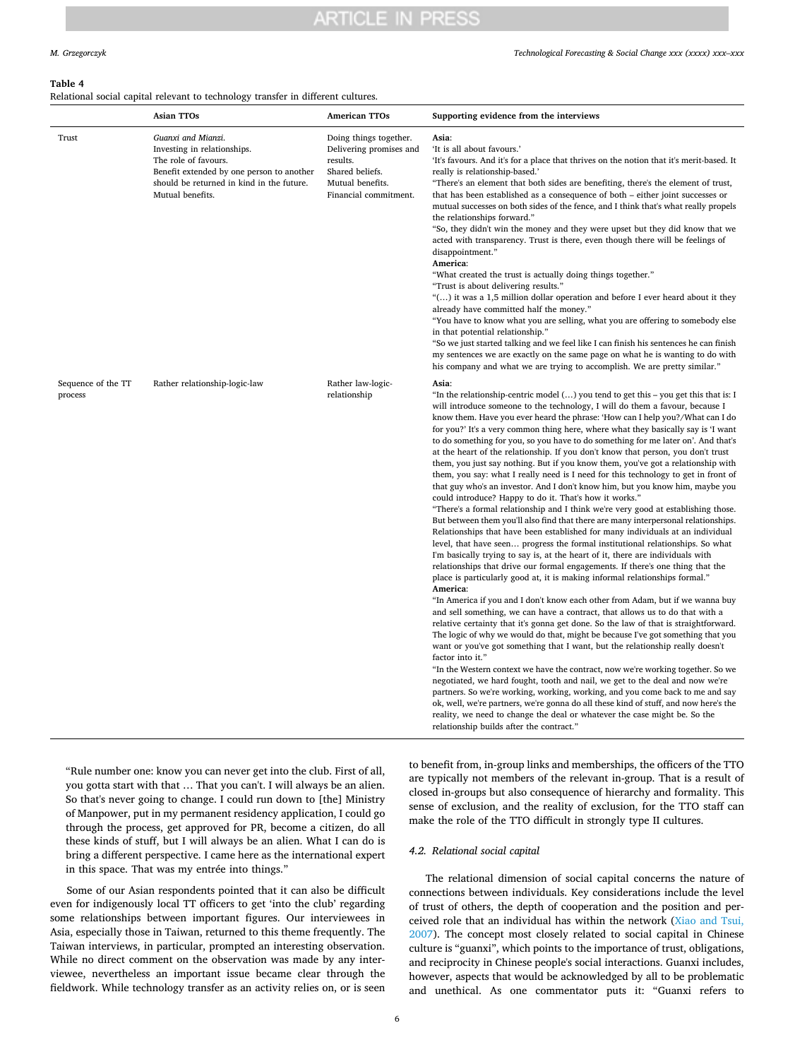**Table 4**
Relational social capital relevant to technology transfer in different cultures.

| | Asian TTOs | American TTOs | Supporting evidence from the interviews |
|---|---|---|---|
| Trust | *Guanxi and Mianzi.* Investing in relationships. The role of favours. Benefit extended by one person to another should be returned in kind in the future. Mutual benefits. | Doing things together. Delivering promises and results. Shared beliefs. Mutual benefits. Financial commitment. | **Asia**: 'It is all about favours.' 'It's favours. And it's for a place that thrives on the notion that it's merit-based. It really is relationship-based.' "There's an element that both sides are benefiting, there's the element of trust, that has been established as a consequence of both – either joint successes or mutual successes on both sides of the fence, and I think that's what really propels the relationships forward." "So, they didn't win the money and they were upset but they did know that we acted with transparency. Trust is there, even though there will be feelings of disappointment." **America**: "What created the trust is actually doing things together." "Trust is about delivering results." "(…) it was a 1,5 million dollar operation and before I ever heard about it they already have committed half the money." "You have to know what you are selling, what you are offering to somebody else in that potential relationship." "So we just started talking and we feel like I can finish his sentences he can finish my sentences we are exactly on the same page on what he is wanting to do with his company and what we are trying to accomplish. We are pretty similar." |
| Sequence of the TT process | Rather relationship-logic-law | Rather law-logic-relationship | **Asia**: "In the relationship-centric model (…) you tend to get this – you get this that is: I will introduce someone to the technology, I will do them a favour, because I know them. Have you ever heard the phrase: 'How can I help you?/What can I do for you?' It's a very common thing here, where what they basically say is 'I want to do something for you, so you have to do something for me later on'. And that's at the heart of the relationship. If you don't know that person, you don't trust them, you just say nothing. But if you know them, you've got a relationship with them, you say: what I really need is I need for this technology to get in front of that guy who's an investor. And I don't know him, but you know him, maybe you could introduce? Happy to do it. That's how it works." "There's a formal relationship and I think we're very good at establishing those. But between them you'll also find that there are many interpersonal relationships. Relationships that have been established for many individuals at an individual level, that have seen… progress the formal institutional relationships. So what I'm basically trying to say is, at the heart of it, there are individuals with relationships that drive our formal engagements. If there's one thing that the place is particularly good at, it is making informal relationships formal." **America**: "In America if you and I don't know each other from Adam, but if we wanna buy and sell something, we can have a contract, that allows us to do that with a relative certainty that it's gonna get done. So the law of that is straightforward. The logic of why we would do that, might be because I've got something that you want or you've got something that I want, but the relationship really doesn't factor into it." "In the Western context we have the contract, now we're working together. So we negotiated, we hard fought, tooth and nail, we get to the deal and now we're partners. So we're working, working, working, and you come back to me and say ok, well, we're partners, we're gonna do all these kind of stuff, and now here's the reality, we need to change the deal or whatever the case might be. So the relationship builds after the contract." |

> "Rule number one: know you can never get into the club. First of all, you gotta start with that … That you can't. I will always be an alien. So that's never going to change. I could run down to [the] Ministry of Manpower, put in my permanent residency application, I could go through the process, get approved for PR, become a citizen, do all these kinds of stuff, but I will always be an alien. What I can do is bring a different perspective. I came here as the international expert in this space. That was my entrée into things."

Some of our Asian respondents pointed that it can also be difficult even for indigenously local TT officers to get 'into the club' regarding some relationships between important figures. Our interviewees in Asia, especially those in Taiwan, returned to this theme frequently. The Taiwan interviews, in particular, prompted an interesting observation. While no direct comment on the observation was made by any interviewee, nevertheless an important issue became clear through the fieldwork. While technology transfer as an activity relies on, or is seen to benefit from, in-group links and memberships, the officers of the TTO are typically not members of the relevant in-group. That is a result of closed in-groups but also consequence of hierarchy and formality. This sense of exclusion, and the reality of exclusion, for the TTO staff can make the role of the TTO difficult in strongly type II cultures.

### 4.2. Relational social capital

The relational dimension of social capital concerns the nature of connections between individuals. Key considerations include the level of trust of others, the depth of cooperation and the position and perceived role that an individual has within the network (Xiao and Tsui, 2007). The concept most closely related to social capital in Chinese culture is "guanxi", which points to the importance of trust, obligations, and reciprocity in Chinese people's social interactions. Guanxi includes, however, aspects that would be acknowledged by all to be problematic and unethical. As one commentator puts it: "Guanxi refers to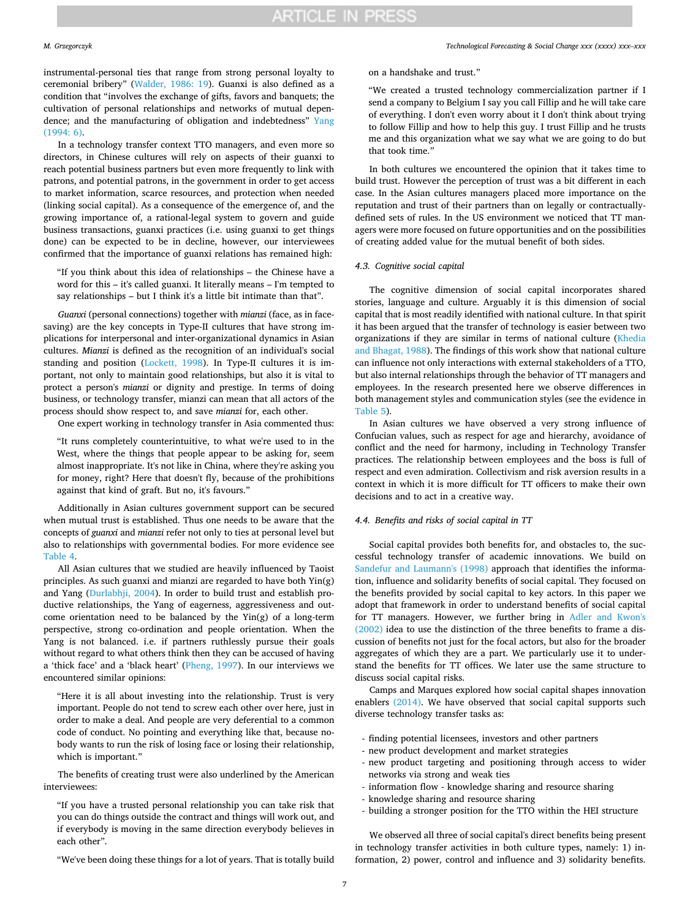instrumental-personal ties that range from strong personal loyalty to ceremonial bribery" (Walder, 1986: 19). Guanxi is also defined as a condition that "involves the exchange of gifts, favors and banquets; the cultivation of personal relationships and networks of mutual dependence; and the manufacturing of obligation and indebtedness" Yang (1994: 6).

In a technology transfer context TTO managers, and even more so directors, in Chinese cultures will rely on aspects of their guanxi to reach potential business partners but even more frequently to link with patrons, and potential patrons, in the government in order to get access to market information, scarce resources, and protection when needed (linking social capital). As a consequence of the emergence of, and the growing importance of, a rational-legal system to govern and guide business transactions, guanxi practices (i.e. using guanxi to get things done) can be expected to be in decline, however, our interviewees confirmed that the importance of guanxi relations has remained high:

> "If you think about this idea of relationships – the Chinese have a word for this – it's called guanxi. It literally means – I'm tempted to say relationships – but I think it's a little bit intimate than that".

*Guanxi* (personal connections) together with *mianzi* (face, as in face-saving) are the key concepts in Type-II cultures that have strong implications for interpersonal and inter-organizational dynamics in Asian cultures. *Mianzi* is defined as the recognition of an individual's social standing and position (Lockett, 1998). In Type-II cultures it is important, not only to maintain good relationships, but also it is vital to protect a person's *mianzi* or dignity and prestige. In terms of doing business, or technology transfer, mianzi can mean that all actors of the process should show respect to, and save *mianzi* for, each other.

One expert working in technology transfer in Asia commented thus:

> "It runs completely counterintuitive, to what we're used to in the West, where the things that people appear to be asking for, seem almost inappropriate. It's not like in China, where they're asking you for money, right? Here that doesn't fly, because of the prohibitions against that kind of graft. But no, it's favours."

Additionally in Asian cultures government support can be secured when mutual trust is established. Thus one needs to be aware that the concepts of *guanxi* and *mianzi* refer not only to ties at personal level but also to relationships with governmental bodies. For more evidence see Table 4.

All Asian cultures that we studied are heavily influenced by Taoist principles. As such guanxi and mianzi are regarded to have both Yin(g) and Yang (Durlabhji, 2004). In order to build trust and establish productive relationships, the Yang of eagerness, aggressiveness and outcome orientation need to be balanced by the Yin(g) of a long-term perspective, strong co-ordination and people orientation. When the Yang is not balanced. i.e. if partners ruthlessly pursue their goals without regard to what others think then they can be accused of having a 'thick face' and a 'black heart' (Pheng, 1997). In our interviews we encountered similar opinions:

> "Here it is all about investing into the relationship. Trust is very important. People do not tend to screw each other over here, just in order to make a deal. And people are very deferential to a common code of conduct. No pointing and everything like that, because nobody wants to run the risk of losing face or losing their relationship, which is important."

The benefits of creating trust were also underlined by the American interviewees:

> "If you have a trusted personal relationship you can take risk that you can do things outside the contract and things will work out, and if everybody is moving in the same direction everybody believes in each other".

> "We've been doing these things for a lot of years. That is totally build on a handshake and trust."

> "We created a trusted technology commercialization partner if I send a company to Belgium I say you call Fillip and he will take care of everything. I don't even worry about it I don't think about trying to follow Fillip and how to help this guy. I trust Fillip and he trusts me and this organization what we say what we are going to do but that took time."

In both cultures we encountered the opinion that it takes time to build trust. However the perception of trust was a bit different in each case. In the Asian cultures managers placed more importance on the reputation and trust of their partners than on legally or contractually-defined sets of rules. In the US environment we noticed that TT managers were more focused on future opportunities and on the possibilities of creating added value for the mutual benefit of both sides.

### 4.3. Cognitive social capital

The cognitive dimension of social capital incorporates shared stories, language and culture. Arguably it is this dimension of social capital that is most readily identified with national culture. In that spirit it has been argued that the transfer of technology is easier between two organizations if they are similar in terms of national culture (Khedia and Bhagat, 1988). The findings of this work show that national culture can influence not only interactions with external stakeholders of a TTO, but also internal relationships through the behavior of TT managers and employees. In the research presented here we observe differences in both management styles and communication styles (see the evidence in Table 5).

In Asian cultures we have observed a very strong influence of Confucian values, such as respect for age and hierarchy, avoidance of conflict and the need for harmony, including in Technology Transfer practices. The relationship between employees and the boss is full of respect and even admiration. Collectivism and risk aversion results in a context in which it is more difficult for TT officers to make their own decisions and to act in a creative way.

### 4.4. Benefits and risks of social capital in TT

Social capital provides both benefits for, and obstacles to, the successful technology transfer of academic innovations. We build on Sandefur and Laumann's (1998) approach that identifies the information, influence and solidarity benefits of social capital. They focused on the benefits provided by social capital to key actors. In this paper we adopt that framework in order to understand benefits of social capital for TT managers. However, we further bring in Adler and Kwon's (2002) idea to use the distinction of the three benefits to frame a discussion of benefits not just for the focal actors, but also for the broader aggregates of which they are a part. We particularly use it to understand the benefits for TT offices. We later use the same structure to discuss social capital risks.

Camps and Marques explored how social capital shapes innovation enablers (2014). We have observed that social capital supports such diverse technology transfer tasks as:

- finding potential licensees, investors and other partners
- new product development and market strategies
- new product targeting and positioning through access to wider networks via strong and weak ties
- information flow - knowledge sharing and resource sharing
- knowledge sharing and resource sharing
- building a stronger position for the TTO within the HEI structure

We observed all three of social capital's direct benefits being present in technology transfer activities in both culture types, namely: 1) information, 2) power, control and influence and 3) solidarity benefits.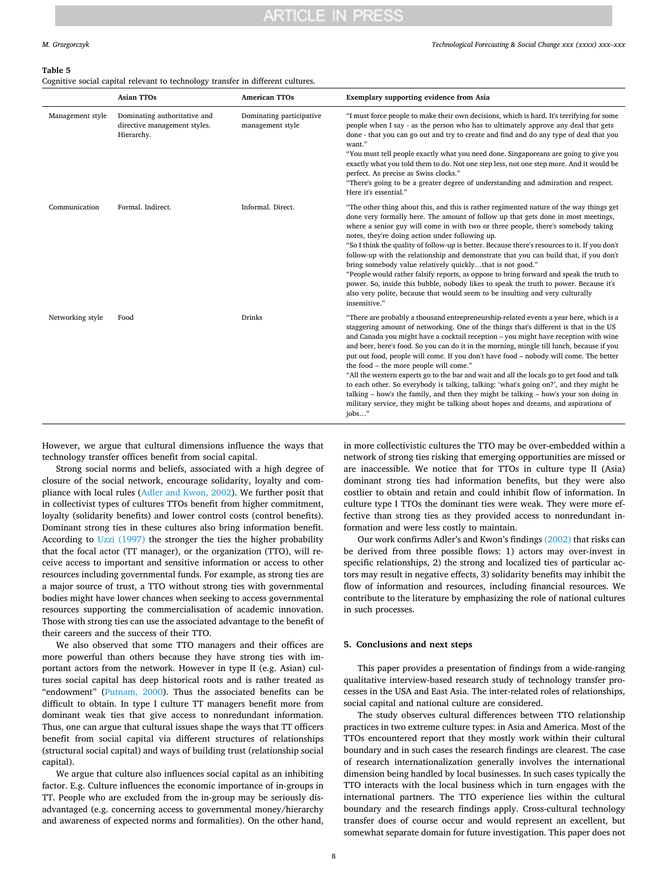**Table 5**
Cognitive social capital relevant to technology transfer in different cultures.

| | Asian TTOs | American TTOs | Exemplary supporting evidence from Asia |
|---|---|---|---|
| Management style | Dominating authoritative and directive management styles. Hierarchy. | Dominating participative management style | "I must force people to make their own decisions, which is hard. It's terrifying for some people when I say - as the person who has to ultimately approve any deal that gets done - that you can go out and try to create and find and do any type of deal that you want." "You must tell people exactly what you need done. Singaporeans are going to give you exactly what you told them to do. Not one step less, not one step more. And it would be perfect. As precise as Swiss clocks." "There's going to be a greater degree of understanding and admiration and respect. Here it's essential." |
| Communication | Formal. Indirect. | Informal. Direct. | "The other thing about this, and this is rather regimented nature of the way things get done very formally here. The amount of follow up that gets done in most meetings, where a senior guy will come in with two or three people, there's somebody taking notes, they're doing action under following up. "So I think the quality of follow-up is better. Because there's resources to it. If you don't follow-up with the relationship and demonstrate that you can build that, if you don't bring somebody value relatively quickly…that is not good." "People would rather falsify reports, as oppose to bring forward and speak the truth to power. So, inside this bubble, nobody likes to speak the truth to power. Because it's also very polite, because that would seem to be insulting and very culturally insensitive." |
| Networking style | Food | Drinks | "There are probably a thousand entrepreneurship-related events a year here, which is a staggering amount of networking. One of the things that's different is that in the US and Canada you might have a cocktail reception – you might have reception with wine and beer, here's food. So you can do it in the morning, mingle till lunch, because if you put out food, people will come. If you don't have food – nobody will come. The better the food – the more people will come." "All the western experts go to the bar and wait and all the locals go to get food and talk to each other. So everybody is talking, talking: 'what's going on?', and they might be talking – how's the family, and then they might be talking – how's your son doing in military service, they might be talking about hopes and dreams, and aspirations of jobs…" |

However, we argue that cultural dimensions influence the ways that technology transfer offices benefit from social capital.

Strong social norms and beliefs, associated with a high degree of closure of the social network, encourage solidarity, loyalty and compliance with local rules (Adler and Kwon, 2002). We further posit that in collectivist types of cultures TTOs benefit from higher commitment, loyalty (solidarity benefits) and lower control costs (control benefits). Dominant strong ties in these cultures also bring information benefit. According to Uzzi (1997) the stronger the ties the higher probability that the focal actor (TT manager), or the organization (TTO), will receive access to important and sensitive information or access to other resources including governmental funds. For example, as strong ties are a major source of trust, a TTO without strong ties with governmental bodies might have lower chances when seeking to access governmental resources supporting the commercialisation of academic innovation. Those with strong ties can use the associated advantage to the benefit of their careers and the success of their TTO.

We also observed that some TTO managers and their offices are more powerful than others because they have strong ties with important actors from the network. However in type II (e.g. Asian) cultures social capital has deep historical roots and is rather treated as "endowment" (Putnam, 2000). Thus the associated benefits can be difficult to obtain. In type I culture TT managers benefit more from dominant weak ties that give access to nonredundant information. Thus, one can argue that cultural issues shape the ways that TT officers benefit from social capital via different structures of relationships (structural social capital) and ways of building trust (relationship social capital).

We argue that culture also influences social capital as an inhibiting factor. E.g. Culture influences the economic importance of in-groups in TT. People who are excluded from the in-group may be seriously disadvantaged (e.g. concerning access to governmental money/hierarchy and awareness of expected norms and formalities). On the other hand, in more collectivistic cultures the TTO may be over-embedded within a network of strong ties risking that emerging opportunities are missed or are inaccessible. We notice that for TTOs in culture type II (Asia) dominant strong ties had information benefits, but they were also costlier to obtain and retain and could inhibit flow of information. In culture type I TTOs the dominant ties were weak. They were more effective than strong ties as they provided access to nonredundant information and were less costly to maintain.

Our work confirms Adler's and Kwon's findings (2002) that risks can be derived from three possible flows: 1) actors may over-invest in specific relationships, 2) the strong and localized ties of particular actors may result in negative effects, 3) solidarity benefits may inhibit the flow of information and resources, including financial resources. We contribute to the literature by emphasizing the role of national cultures in such processes.

## 5. Conclusions and next steps

This paper provides a presentation of findings from a wide-ranging qualitative interview-based research study of technology transfer processes in the USA and East Asia. The inter-related roles of relationships, social capital and national culture are considered.

The study observes cultural differences between TTO relationship practices in two extreme culture types: in Asia and America. Most of the TTOs encountered report that they mostly work within their cultural boundary and in such cases the research findings are clearest. The case of research internationalization generally involves the international dimension being handled by local businesses. In such cases typically the TTO interacts with the local business which in turn engages with the international partners. The TTO experience lies within the cultural boundary and the research findings apply. Cross-cultural technology transfer does of course occur and would represent an excellent, but somewhat separate domain for future investigation. This paper does not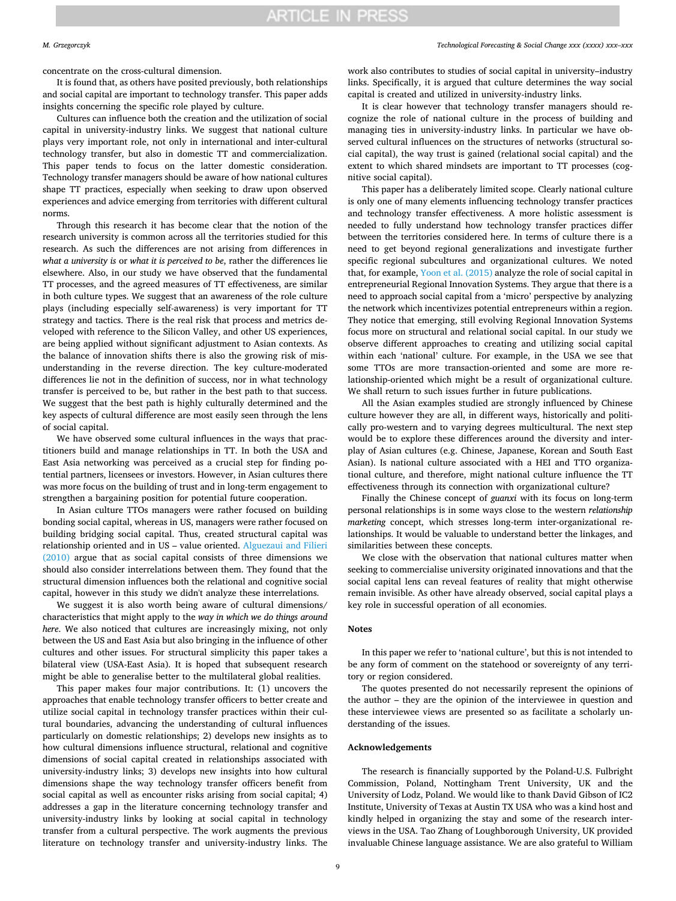concentrate on the cross-cultural dimension.

It is found that, as others have posited previously, both relationships and social capital are important to technology transfer. This paper adds insights concerning the specific role played by culture.

Cultures can influence both the creation and the utilization of social capital in university-industry links. We suggest that national culture plays very important role, not only in international and inter-cultural technology transfer, but also in domestic TT and commercialization. This paper tends to focus on the latter domestic consideration. Technology transfer managers should be aware of how national cultures shape TT practices, especially when seeking to draw upon observed experiences and advice emerging from territories with different cultural norms.

Through this research it has become clear that the notion of the research university is common across all the territories studied for this research. As such the differences are not arising from differences in *what a university is* or *what it is perceived to be*, rather the differences lie elsewhere. Also, in our study we have observed that the fundamental TT processes, and the agreed measures of TT effectiveness, are similar in both culture types. We suggest that an awareness of the role culture plays (including especially self-awareness) is very important for TT strategy and tactics. There is the real risk that process and metrics developed with reference to the Silicon Valley, and other US experiences, are being applied without significant adjustment to Asian contexts. As the balance of innovation shifts there is also the growing risk of misunderstanding in the reverse direction. The key culture-moderated differences lie not in the definition of success, nor in what technology transfer is perceived to be, but rather in the best path to that success. We suggest that the best path is highly culturally determined and the key aspects of cultural difference are most easily seen through the lens of social capital.

We have observed some cultural influences in the ways that practitioners build and manage relationships in TT. In both the USA and East Asia networking was perceived as a crucial step for finding potential partners, licensees or investors. However, in Asian cultures there was more focus on the building of trust and in long-term engagement to strengthen a bargaining position for potential future cooperation.

In Asian culture TTOs managers were rather focused on building bonding social capital, whereas in US, managers were rather focused on building bridging social capital. Thus, created structural capital was relationship oriented and in US – value oriented. Alguezaui and Filieri (2010) argue that as social capital consists of three dimensions we should also consider interrelations between them. They found that the structural dimension influences both the relational and cognitive social capital, however in this study we didn't analyze these interrelations.

We suggest it is also worth being aware of cultural dimensions/characteristics that might apply to the *way in which we do things around here*. We also noticed that cultures are increasingly mixing, not only between the US and East Asia but also bringing in the influence of other cultures and other issues. For structural simplicity this paper takes a bilateral view (USA-East Asia). It is hoped that subsequent research might be able to generalise better to the multilateral global realities.

This paper makes four major contributions. It: (1) uncovers the approaches that enable technology transfer officers to better create and utilize social capital in technology transfer practices within their cultural boundaries, advancing the understanding of cultural influences particularly on domestic relationships; 2) develops new insights as to how cultural dimensions influence structural, relational and cognitive dimensions of social capital created in relationships associated with university-industry links; 3) develops new insights into how cultural dimensions shape the way technology transfer officers benefit from social capital as well as encounter risks arising from social capital; 4) addresses a gap in the literature concerning technology transfer and university-industry links by looking at social capital in technology transfer from a cultural perspective. The work augments the previous literature on technology transfer and university-industry links. The work also contributes to studies of social capital in university–industry links. Specifically, it is argued that culture determines the way social capital is created and utilized in university-industry links.

It is clear however that technology transfer managers should recognize the role of national culture in the process of building and managing ties in university-industry links. In particular we have observed cultural influences on the structures of networks (structural social capital), the way trust is gained (relational social capital) and the extent to which shared mindsets are important to TT processes (cognitive social capital).

This paper has a deliberately limited scope. Clearly national culture is only one of many elements influencing technology transfer practices and technology transfer effectiveness. A more holistic assessment is needed to fully understand how technology transfer practices differ between the territories considered here. In terms of culture there is a need to get beyond regional generalizations and investigate further specific regional subcultures and organizational cultures. We noted that, for example, Yoon et al. (2015) analyze the role of social capital in entrepreneurial Regional Innovation Systems. They argue that there is a need to approach social capital from a 'micro' perspective by analyzing the network which incentivizes potential entrepreneurs within a region. They notice that emerging, still evolving Regional Innovation Systems focus more on structural and relational social capital. In our study we observe different approaches to creating and utilizing social capital within each 'national' culture. For example, in the USA we see that some TTOs are more transaction-oriented and some are more relationship-oriented which might be a result of organizational culture. We shall return to such issues further in future publications.

All the Asian examples studied are strongly influenced by Chinese culture however they are all, in different ways, historically and politically pro-western and to varying degrees multicultural. The next step would be to explore these differences around the diversity and interplay of Asian cultures (e.g. Chinese, Japanese, Korean and South East Asian). Is national culture associated with a HEI and TTO organizational culture, and therefore, might national culture influence the TT effectiveness through its connection with organizational culture?

Finally the Chinese concept of *guanxi* with its focus on long-term personal relationships is in some ways close to the western *relationship marketing* concept, which stresses long-term inter-organizational relationships. It would be valuable to understand better the linkages, and similarities between these concepts.

We close with the observation that national cultures matter when seeking to commercialise university originated innovations and that the social capital lens can reveal features of reality that might otherwise remain invisible. As other have already observed, social capital plays a key role in successful operation of all economies.

## Notes

In this paper we refer to 'national culture', but this is not intended to be any form of comment on the statehood or sovereignty of any territory or region considered.

The quotes presented do not necessarily represent the opinions of the author – they are the opinion of the interviewee in question and these interviewee views are presented so as facilitate a scholarly understanding of the issues.

## Acknowledgements

The research is financially supported by the Poland-U.S. Fulbright Commission, Poland, Nottingham Trent University, UK and the University of Lodz, Poland. We would like to thank David Gibson of IC2 Institute, University of Texas at Austin TX USA who was a kind host and kindly helped in organizing the stay and some of the research interviews in the USA. Tao Zhang of Loughborough University, UK provided invaluable Chinese language assistance. We are also grateful to William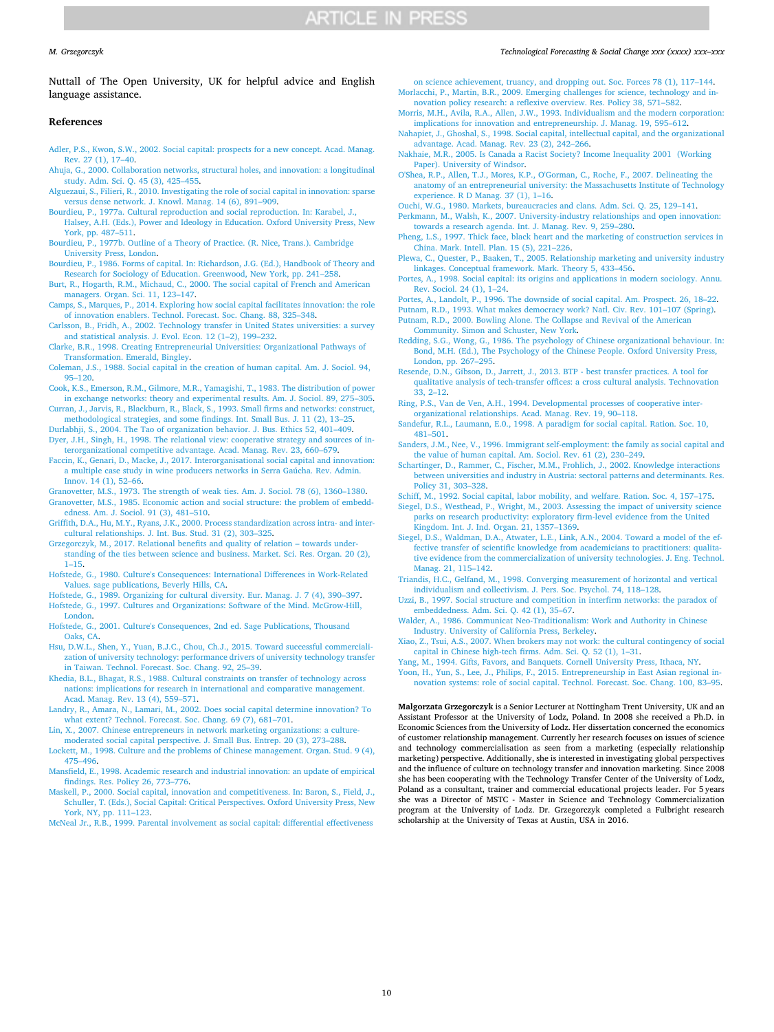Nuttall of The Open University, UK for helpful advice and English language assistance.

## References

Adler, P.S., Kwon, S.W., 2002. Social capital: prospects for a new concept. Acad. Manag. Rev. 27 (1), 17–40.

Ahuja, G., 2000. Collaboration networks, structural holes, and innovation: a longitudinal study. Adm. Sci. Q. 45 (3), 425–455.

Alguezaui, S., Filieri, R., 2010. Investigating the role of social capital in innovation: sparse versus dense network. J. Knowl. Manag. 14 (6), 891–909.

Bourdieu, P., 1977a. Cultural reproduction and social reproduction. In: Karabel, J., Halsey, A.H. (Eds.), Power and Ideology in Education. Oxford University Press, New York, pp. 487–511.

Bourdieu, P., 1977b. Outline of a Theory of Practice. (R. Nice, Trans.). Cambridge University Press, London.

Bourdieu, P., 1986. Forms of capital. In: Richardson, J.G. (Ed.), Handbook of Theory and Research for Sociology of Education. Greenwood, New York, pp. 241–258.

Burt, R., Hogarth, R.M., Michaud, C., 2000. The social capital of French and American managers. Organ. Sci. 11, 123–147.

Camps, S., Marques, P., 2014. Exploring how social capital facilitates innovation: the role of innovation enablers. Technol. Forecast. Soc. Chang. 88, 325–348.

Carlsson, B., Fridh, A., 2002. Technology transfer in United States universities: a survey and statistical analysis. J. Evol. Econ. 12 (1–2), 199–232.

Clarke, B.R., 1998. Creating Entrepreneurial Universities: Organizational Pathways of Transformation. Emerald, Bingley.

Coleman, J.S., 1988. Social capital in the creation of human capital. Am. J. Sociol. 94, 95–120.

Cook, K.S., Emerson, R.M., Gilmore, M.R., Yamagishi, T., 1983. The distribution of power in exchange networks: theory and experimental results. Am. J. Sociol. 89, 275–305.

Curran, J., Jarvis, R., Blackburn, R., Black, S., 1993. Small firms and networks: construct, methodological strategies, and some findings. Int. Small Bus. J. 11 (2), 13–25.

Durlabhji, S., 2004. The Tao of organization behavior. J. Bus. Ethics 52, 401–409.

Dyer, J.H., Singh, H., 1998. The relational view: cooperative strategy and sources of interorganizational competitive advantage. Acad. Manag. Rev. 23, 660–679.

Faccin, K., Genari, D., Macke, J., 2017. Interorganisational social capital and innovation: a multiple case study in wine producers networks in Serra Gaúcha. Rev. Admin. Innov. 14 (1), 52–66.

Granovetter, M.S., 1973. The strength of weak ties. Am. J. Sociol. 78 (6), 1360–1380.

Granovetter, M.S., 1985. Economic action and social structure: the problem of embeddedness. Am. J. Sociol. 91 (3), 481–510.

Griffith, D.A., Hu, M.Y., Ryans, J.K., 2000. Process standardization across intra- and intercultural relationships. J. Int. Bus. Stud. 31 (2), 303–325.

Grzegorczyk, M., 2017. Relational benefits and quality of relation – towards understanding of the ties between science and business. Market. Sci. Res. Organ. 20 (2), 1–15.

Hofstede, G., 1980. Culture's Consequences: International Differences in Work-Related Values. sage publications, Beverly Hills, CA.

Hofstede, G., 1989. Organizing for cultural diversity. Eur. Manag. J. 7 (4), 390–397.

Hofstede, G., 1997. Cultures and Organizations: Software of the Mind. McGrow-Hill, London.

Hofstede, G., 2001. Culture's Consequences, 2nd ed. Sage Publications, Thousand Oaks, CA.

Hsu, D.W.L., Shen, Y., Yuan, B.J.C., Chou, Ch.J., 2015. Toward successful commercialization of university technology: performance drivers of university technology transfer in Taiwan. Technol. Forecast. Soc. Chang. 92, 25–39.

Khedia, B.L., Bhagat, R.S., 1988. Cultural constraints on transfer of technology across nations: implications for research in international and comparative management. Acad. Manag. Rev. 13 (4), 559–571.

Landry, R., Amara, N., Lamari, M., 2002. Does social capital determine innovation? To what extent? Technol. Forecast. Soc. Chang. 69 (7), 681–701.

Lin, X., 2007. Chinese entrepreneurs in network marketing organizations: a culture-moderated social capital perspective. J. Small Bus. Entrep. 20 (3), 273–288.

Lockett, M., 1998. Culture and the problems of Chinese management. Organ. Stud. 9 (4), 475–496.

Mansfield, E., 1998. Academic research and industrial innovation: an update of empirical findings. Res. Policy 26, 773–776.

Maskell, P., 2000. Social capital, innovation and competitiveness. In: Baron, S., Field, J., Schuller, T. (Eds.), Social Capital: Critical Perspectives. Oxford University Press, New York, NY, pp. 111–123.

McNeal Jr., R.B., 1999. Parental involvement as social capital: differential effectiveness on science achievement, truancy, and dropping out. Soc. Forces 78 (1), 117–144.

Morlacchi, P., Martin, B.R., 2009. Emerging challenges for science, technology and innovation policy research: a reflexive overview. Res. Policy 38, 571–582.

Morris, M.H., Avila, R.A., Allen, J.W., 1993. Individualism and the modern corporation: implications for innovation and entrepreneurship. J. Manag. 19, 595–612.

Nahapiet, J., Ghoshal, S., 1998. Social capital, intellectual capital, and the organizational advantage. Acad. Manag. Rev. 23 (2), 242–266.

Nakhaie, M.R., 2005. Is Canada a Racist Society? Income Inequality 2001 (Working Paper). University of Windsor.

O'Shea, R.P., Allen, T.J., Mores, K.P., O'Gorman, C., Roche, F., 2007. Delineating the anatomy of an entrepreneurial university: the Massachusetts Institute of Technology experience. R D Manag. 37 (1), 1–16.

Ouchi, W.G., 1980. Markets, bureaucracies and clans. Adm. Sci. Q. 25, 129–141.

Perkmann, M., Walsh, K., 2007. University-industry relationships and open innovation: towards a research agenda. Int. J. Manag. Rev. 9, 259–280.

Pheng, L.S., 1997. Thick face, black heart and the marketing of construction services in China. Mark. Intell. Plan. 15 (5), 221–226.

Plewa, C., Quester, P., Baaken, T., 2005. Relationship marketing and university industry linkages. Conceptual framework. Mark. Theory 5, 433–456.

Portes, A., 1998. Social capital: its origins and applications in modern sociology. Annu. Rev. Sociol. 24 (1), 1–24.

Portes, A., Landolt, P., 1996. The downside of social capital. Am. Prospect. 26, 18–22.

Putnam, R.D., 1993. What makes democracy work? Natl. Civ. Rev. 101–107 (Spring).

Putnam, R.D., 2000. Bowling Alone. The Collapse and Revival of the American Community. Simon and Schuster, New York.

Redding, S.G., Wong, G., 1986. The psychology of Chinese organizational behaviour. In: Bond, M.H. (Ed.), The Psychology of the Chinese People. Oxford University Press, London, pp. 267–295.

Resende, D.N., Gibson, D., Jarrett, J., 2013. BTP - best transfer practices. A tool for qualitative analysis of tech-transfer offices: a cross cultural analysis. Technovation 33, 2–12.

Ring, P.S., Van de Ven, A.H., 1994. Developmental processes of cooperative inter-organizational relationships. Acad. Manag. Rev. 19, 90–118.

Sandefur, R.L., Laumann, E.O., 1998. A paradigm for social capital. Ration. Soc. 10, 481–501.

Sanders, J.M., Nee, V., 1996. Immigrant self-employment: the family as social capital and the value of human capital. Am. Sociol. Rev. 61 (2), 230–249.

Schartinger, D., Rammer, C., Fischer, M.M., Frohlich, J., 2002. Knowledge interactions between universities and industry in Austria: sectoral patterns and determinants. Res. Policy 31, 303–328.

Schiff, M., 1992. Social capital, labor mobility, and welfare. Ration. Soc. 4, 157–175.

Siegel, D.S., Westhead, P., Wright, M., 2003. Assessing the impact of university science parks on research productivity: exploratory firm-level evidence from the United Kingdom. Int. J. Ind. Organ. 21, 1357–1369.

Siegel, D.S., Waldman, D.A., Atwater, L.E., Link, A.N., 2004. Toward a model of the effective transfer of scientific knowledge from academicians to practitioners: qualitative evidence from the commercialization of university technologies. J. Eng. Technol. Manag. 21, 115–142.

Triandis, H.C., Gelfand, M., 1998. Converging measurement of horizontal and vertical individualism and collectivism. J. Pers. Soc. Psychol. 74, 118–128.

Uzzi, B., 1997. Social structure and competition in interfirm networks: the paradox of embeddedness. Adm. Sci. Q. 42 (1), 35–67.

Walder, A., 1986. Communicat Neo-Traditionalism: Work and Authority in Chinese Industry. University of California Press, Berkeley.

Xiao, Z., Tsui, A.S., 2007. When brokers may not work: the cultural contingency of social capital in Chinese high-tech firms. Adm. Sci. Q. 52 (1), 1–31.

Yang, M., 1994. Gifts, Favors, and Banquets. Cornell University Press, Ithaca, NY.

Yoon, H., Yun, S., Lee, J., Philips, F., 2015. Entrepreneurship in East Asian regional innovation systems: role of social capital. Technol. Forecast. Soc. Chang. 100, 83–95.

**Malgorzata Grzegorczyk** is a Senior Lecturer at Nottingham Trent University, UK and an Assistant Professor at the University of Lodz, Poland. In 2008 she received a Ph.D. in Economic Sciences from the University of Lodz. Her dissertation concerned the economics of customer relationship management. Currently her research focuses on issues of science and technology commercialisation as seen from a marketing (especially relationship marketing) perspective. Additionally, she is interested in investigating global perspectives and the influence of culture on technology transfer and innovation marketing. Since 2008 she has been cooperating with the Technology Transfer Center of the University of Lodz, Poland as a consultant, trainer and commercial educational projects leader. For 5 years she was a Director of MSTC - Master in Science and Technology Commercialization program at the University of Lodz. Dr. Grzegorczyk completed a Fulbright research scholarship at the University of Texas at Austin, USA in 2016.